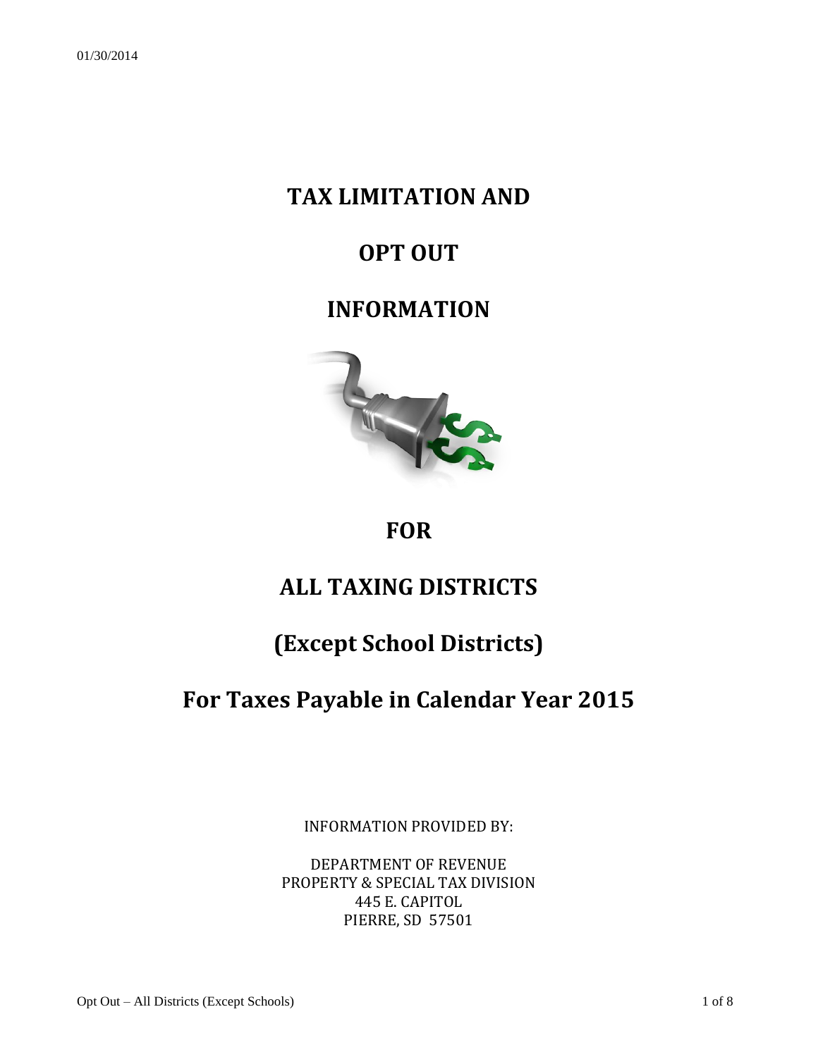01/30/2014

# TAX LIMITATION AND

# OPT OUT

# INFORMATION

# FOR

# ALL TAXING DISTRICTS

# (Except School Districts)

# For Taxes Payable in Calendar Year 2015

INFORMATION PROVIDED BY:

DEPARTMENT OF REVENUE
PROPERTY & SPECIAL TAX DIVISION
445 E. CAPITOL
PIERRE, SD 57501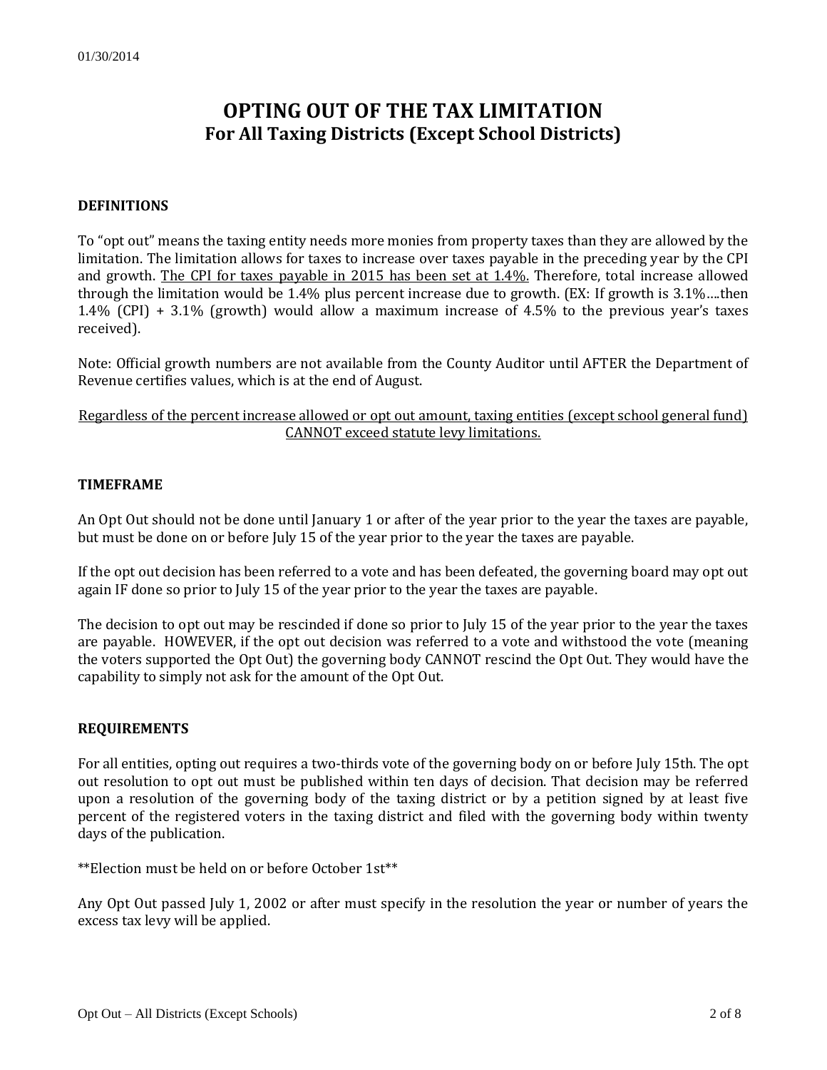# OPTING OUT OF THE TAX LIMITATION

## For All Taxing Districts (Except School Districts)

### DEFINITIONS

To "opt out" means the taxing entity needs more monies from property taxes than they are allowed by the limitation. The limitation allows for taxes to increase over taxes payable in the preceding year by the CPI and growth. <u>The CPI for taxes payable in 2015 has been set at 1.4%.</u> Therefore, total increase allowed through the limitation would be 1.4% plus percent increase due to growth. (EX: If growth is 3.1%….then 1.4% (CPI) + 3.1% (growth) would allow a maximum increase of 4.5% to the previous year's taxes received).

Note: Official growth numbers are not available from the County Auditor until AFTER the Department of Revenue certifies values, which is at the end of August.

<u>Regardless of the percent increase allowed or opt out amount, taxing entities (except school general fund) CANNOT exceed statute levy limitations.</u>

### TIMEFRAME

An Opt Out should not be done until January 1 or after of the year prior to the year the taxes are payable, but must be done on or before July 15 of the year prior to the year the taxes are payable.

If the opt out decision has been referred to a vote and has been defeated, the governing board may opt out again IF done so prior to July 15 of the year prior to the year the taxes are payable.

The decision to opt out may be rescinded if done so prior to July 15 of the year prior to the year the taxes are payable. HOWEVER, if the opt out decision was referred to a vote and withstood the vote (meaning the voters supported the Opt Out) the governing body CANNOT rescind the Opt Out. They would have the capability to simply not ask for the amount of the Opt Out.

### REQUIREMENTS

For all entities, opting out requires a two-thirds vote of the governing body on or before July 15th. The opt out resolution to opt out must be published within ten days of decision. That decision may be referred upon a resolution of the governing body of the taxing district or by a petition signed by at least five percent of the registered voters in the taxing district and filed with the governing body within twenty days of the publication.

**Election must be held on or before October 1st**

Any Opt Out passed July 1, 2002 or after must specify in the resolution the year or number of years the excess tax levy will be applied.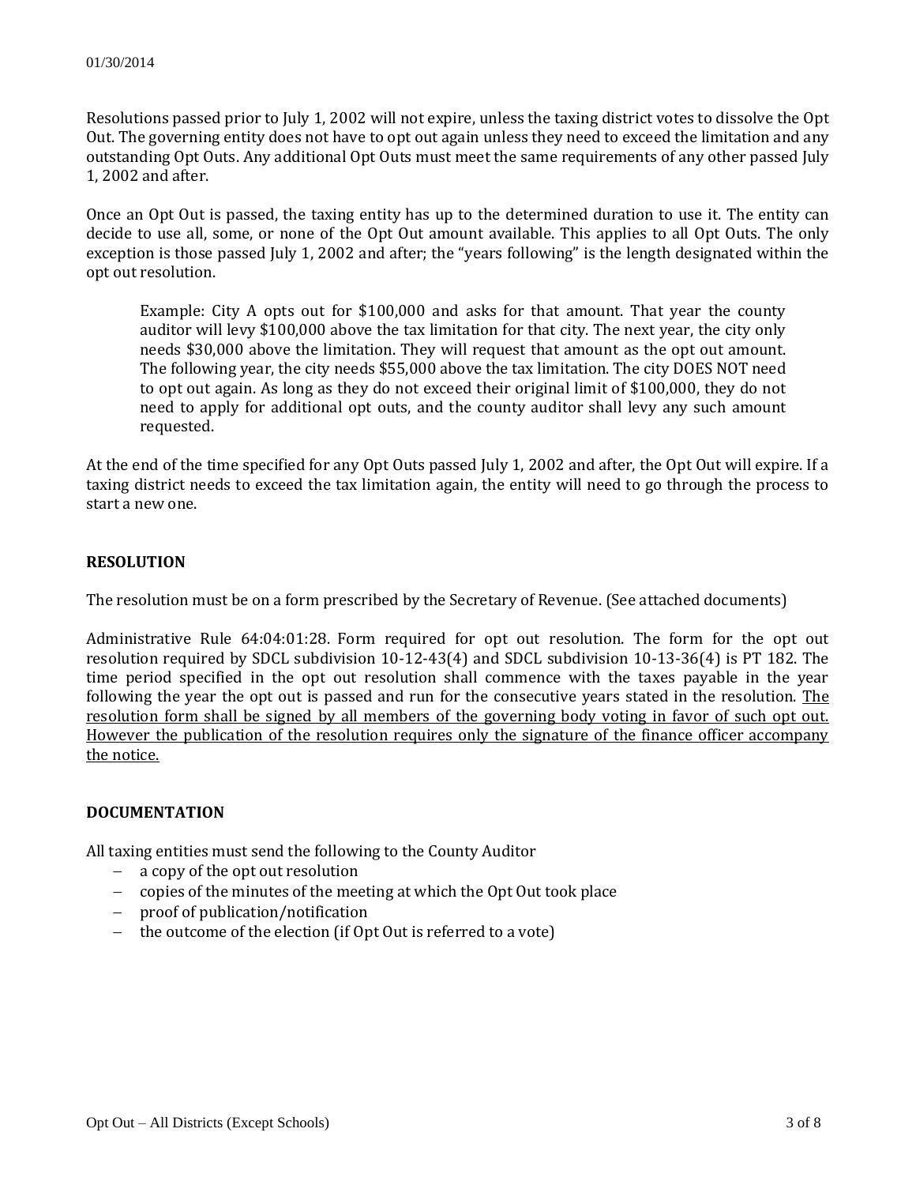Resolutions passed prior to July 1, 2002 will not expire, unless the taxing district votes to dissolve the Opt Out. The governing entity does not have to opt out again unless they need to exceed the limitation and any outstanding Opt Outs. Any additional Opt Outs must meet the same requirements of any other passed July 1, 2002 and after.

Once an Opt Out is passed, the taxing entity has up to the determined duration to use it. The entity can decide to use all, some, or none of the Opt Out amount available. This applies to all Opt Outs. The only exception is those passed July 1, 2002 and after; the "years following" is the length designated within the opt out resolution.

> Example: City A opts out for $100,000 and asks for that amount. That year the county auditor will levy $100,000 above the tax limitation for that city. The next year, the city only needs $30,000 above the limitation. They will request that amount as the opt out amount. The following year, the city needs $55,000 above the tax limitation. The city DOES NOT need to opt out again. As long as they do not exceed their original limit of $100,000, they do not need to apply for additional opt outs, and the county auditor shall levy any such amount requested.

At the end of the time specified for any Opt Outs passed July 1, 2002 and after, the Opt Out will expire. If a taxing district needs to exceed the tax limitation again, the entity will need to go through the process to start a new one.

**RESOLUTION**

The resolution must be on a form prescribed by the Secretary of Revenue. (See attached documents)

Administrative Rule 64:04:01:28. Form required for opt out resolution. The form for the opt out resolution required by SDCL subdivision 10-12-43(4) and SDCL subdivision 10-13-36(4) is PT 182. The time period specified in the opt out resolution shall commence with the taxes payable in the year following the year the opt out is passed and run for the consecutive years stated in the resolution. <u>The resolution form shall be signed by all members of the governing body voting in favor of such opt out. However the publication of the resolution requires only the signature of the finance officer accompany the notice.</u>

**DOCUMENTATION**

All taxing entities must send the following to the County Auditor

- a copy of the opt out resolution
- copies of the minutes of the meeting at which the Opt Out took place
- proof of publication/notification
- the outcome of the election (if Opt Out is referred to a vote)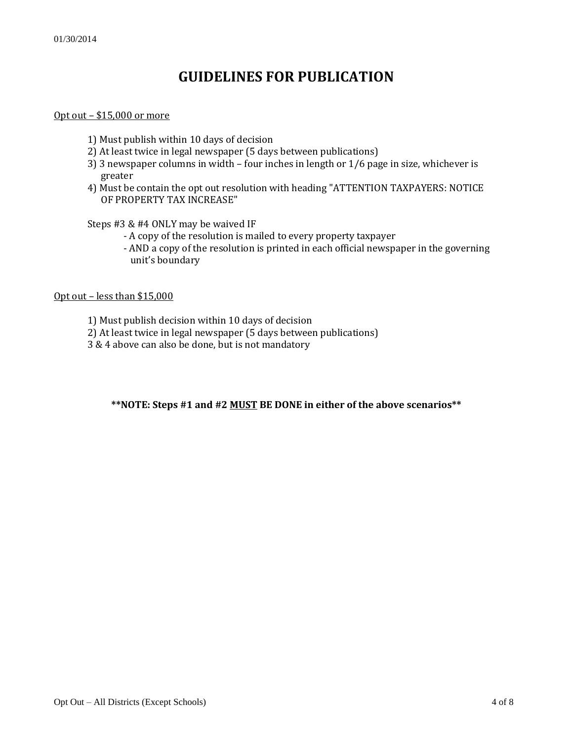# GUIDELINES FOR PUBLICATION

<u>Opt out – $15,000 or more</u>

1) Must publish within 10 days of decision
2) At least twice in legal newspaper (5 days between publications)
3) 3 newspaper columns in width – four inches in length or 1/6 page in size, whichever is greater
4) Must be contain the opt out resolution with heading "ATTENTION TAXPAYERS: NOTICE OF PROPERTY TAX INCREASE"

Steps #3 & #4 ONLY may be waived IF

- A copy of the resolution is mailed to every property taxpayer
- AND a copy of the resolution is printed in each official newspaper in the governing unit's boundary

<u>Opt out – less than $15,000</u>

1) Must publish decision within 10 days of decision
2) At least twice in legal newspaper (5 days between publications)

3 & 4 above can also be done, but is not mandatory

**\*\*NOTE: Steps #1 and #2 <u>MUST</u> BE DONE in either of the above scenarios\*\***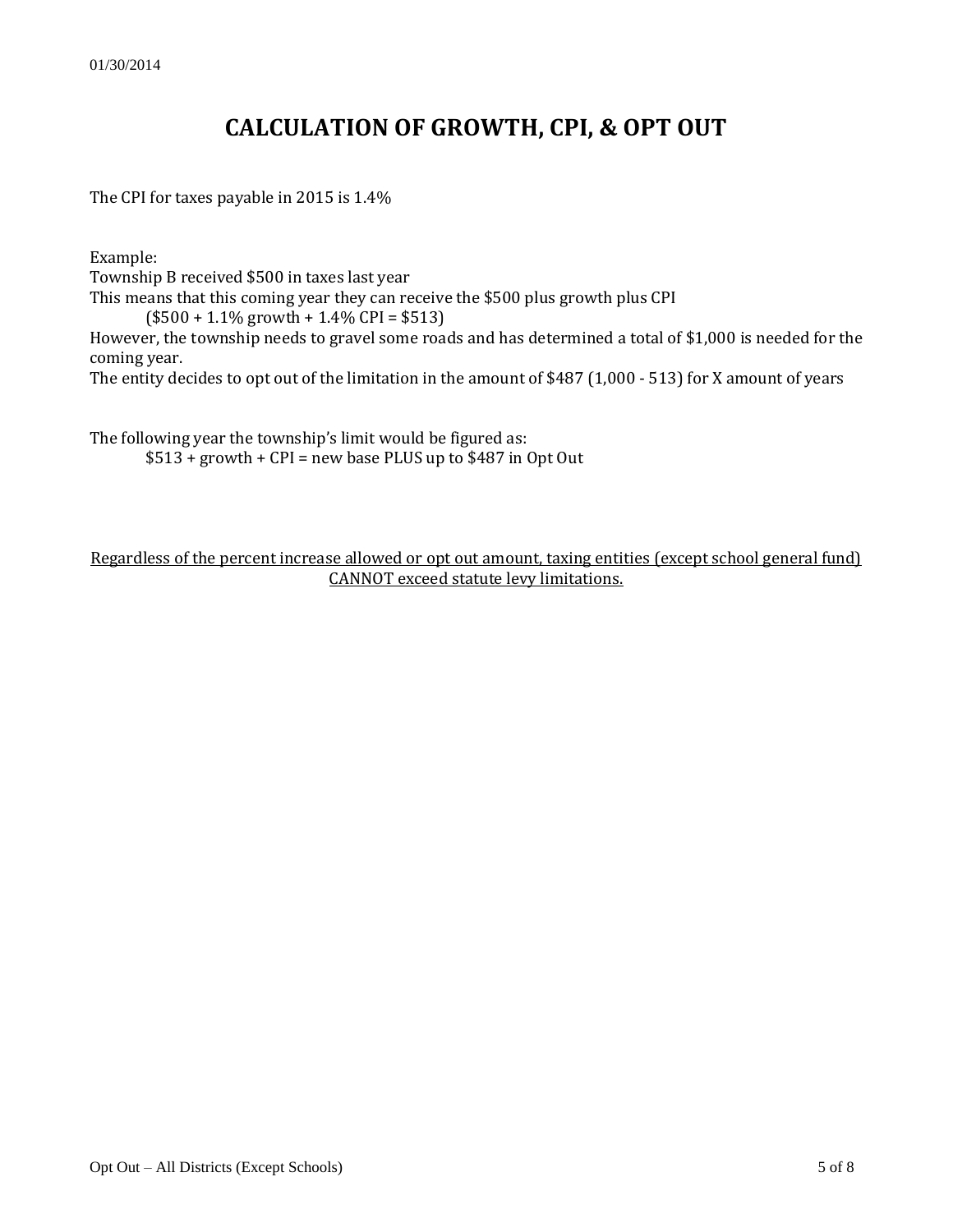# CALCULATION OF GROWTH, CPI, & OPT OUT

The CPI for taxes payable in 2015 is 1.4%

Example:
Township B received $500 in taxes last year
This means that this coming year they can receive the $500 plus growth plus CPI

    ($500 + 1.1% growth + 1.4% CPI = $513)

However, the township needs to gravel some roads and has determined a total of $1,000 is needed for the coming year.
The entity decides to opt out of the limitation in the amount of $487 (1,000 - 513) for X amount of years

The following year the township's limit would be figured as:

    $513 + growth + CPI = new base PLUS up to $487 in Opt Out

<u>Regardless of the percent increase allowed or opt out amount, taxing entities (except school general fund) CANNOT exceed statute levy limitations.</u>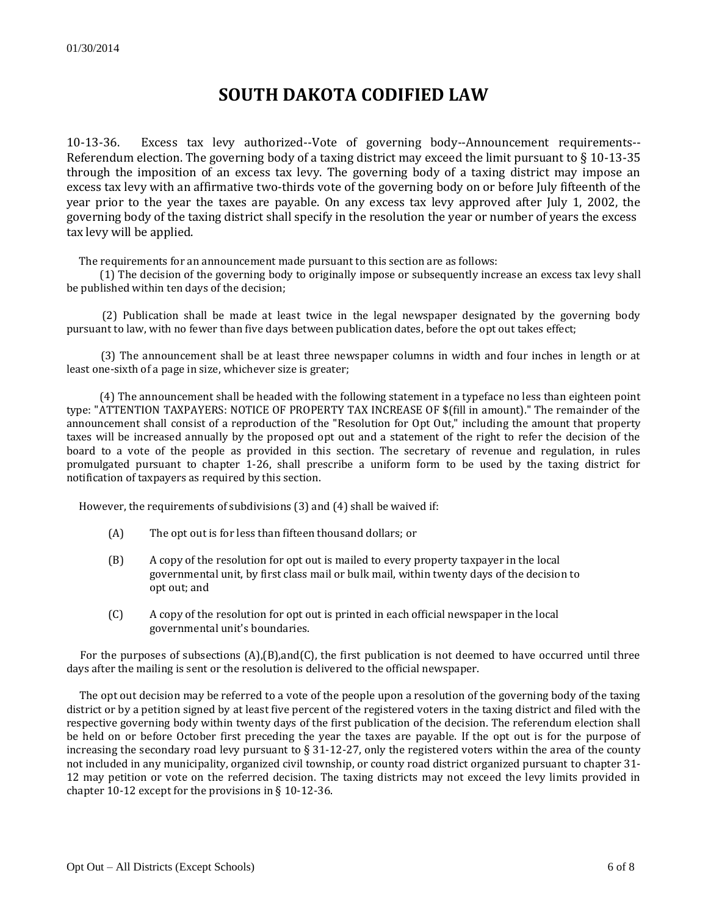# SOUTH DAKOTA CODIFIED LAW

10-13-36. Excess tax levy authorized--Vote of governing body--Announcement requirements--Referendum election. The governing body of a taxing district may exceed the limit pursuant to § 10-13-35 through the imposition of an excess tax levy. The governing body of a taxing district may impose an excess tax levy with an affirmative two-thirds vote of the governing body on or before July fifteenth of the year prior to the year the taxes are payable. On any excess tax levy approved after July 1, 2002, the governing body of the taxing district shall specify in the resolution the year or number of years the excess tax levy will be applied.

The requirements for an announcement made pursuant to this section are as follows:

(1) The decision of the governing body to originally impose or subsequently increase an excess tax levy shall be published within ten days of the decision;

(2) Publication shall be made at least twice in the legal newspaper designated by the governing body pursuant to law, with no fewer than five days between publication dates, before the opt out takes effect;

(3) The announcement shall be at least three newspaper columns in width and four inches in length or at least one-sixth of a page in size, whichever size is greater;

(4) The announcement shall be headed with the following statement in a typeface no less than eighteen point type: "ATTENTION TAXPAYERS: NOTICE OF PROPERTY TAX INCREASE OF $(fill in amount)." The remainder of the announcement shall consist of a reproduction of the "Resolution for Opt Out," including the amount that property taxes will be increased annually by the proposed opt out and a statement of the right to refer the decision of the board to a vote of the people as provided in this section. The secretary of revenue and regulation, in rules promulgated pursuant to chapter 1-26, shall prescribe a uniform form to be used by the taxing district for notification of taxpayers as required by this section.

However, the requirements of subdivisions (3) and (4) shall be waived if:

(A) The opt out is for less than fifteen thousand dollars; or

(B) A copy of the resolution for opt out is mailed to every property taxpayer in the local governmental unit, by first class mail or bulk mail, within twenty days of the decision to opt out; and

(C) A copy of the resolution for opt out is printed in each official newspaper in the local governmental unit's boundaries.

For the purposes of subsections (A),(B),and(C), the first publication is not deemed to have occurred until three days after the mailing is sent or the resolution is delivered to the official newspaper.

The opt out decision may be referred to a vote of the people upon a resolution of the governing body of the taxing district or by a petition signed by at least five percent of the registered voters in the taxing district and filed with the respective governing body within twenty days of the first publication of the decision. The referendum election shall be held on or before October first preceding the year the taxes are payable. If the opt out is for the purpose of increasing the secondary road levy pursuant to § 31-12-27, only the registered voters within the area of the county not included in any municipality, organized civil township, or county road district organized pursuant to chapter 31-12 may petition or vote on the referred decision. The taxing districts may not exceed the levy limits provided in chapter 10-12 except for the provisions in § 10-12-36.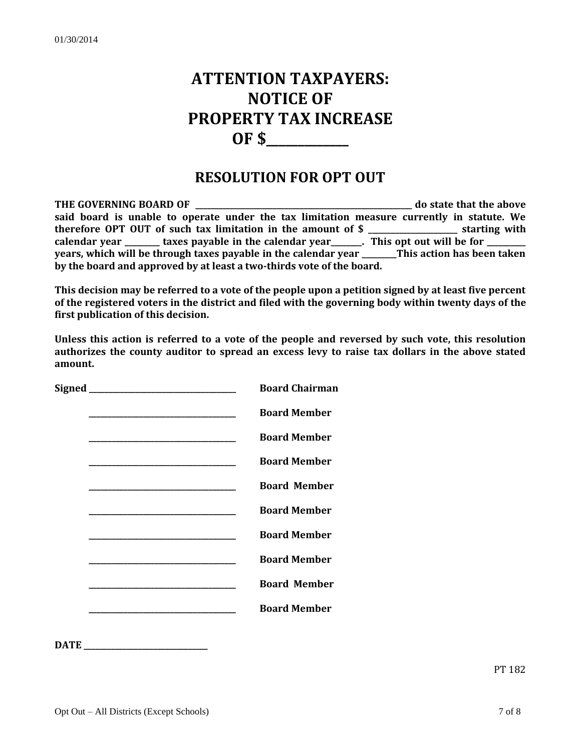# ATTENTION TAXPAYERS:
# NOTICE OF
# PROPERTY TAX INCREASE
# OF $____________

## RESOLUTION FOR OPT OUT

**THE GOVERNING BOARD OF ______________________________________________ do state that the above said board is unable to operate under the tax limitation measure currently in statute. We therefore OPT OUT of such tax limitation in the amount of $ ____________________ starting with calendar year ________ taxes payable in the calendar year_______. This opt out will be for _________ years, which will be through taxes payable in the calendar year ________This action has been taken by the board and approved by at least a two-thirds vote of the board.**

**This decision may be referred to a vote of the people upon a petition signed by at least five percent of the registered voters in the district and filed with the governing body within twenty days of the first publication of this decision.**

**Unless this action is referred to a vote of the people and reversed by such vote, this resolution authorizes the county auditor to spread an excess levy to raise tax dollars in the above stated amount.**

**Signed** ________________________________ **Board Chairman**

________________________________ **Board Member**

________________________________ **Board Member**

________________________________ **Board Member**

________________________________ **Board Member**

________________________________ **Board Member**

________________________________ **Board Member**

________________________________ **Board Member**

________________________________ **Board Member**

________________________________ **Board Member**

**DATE** ___________________________

PT 182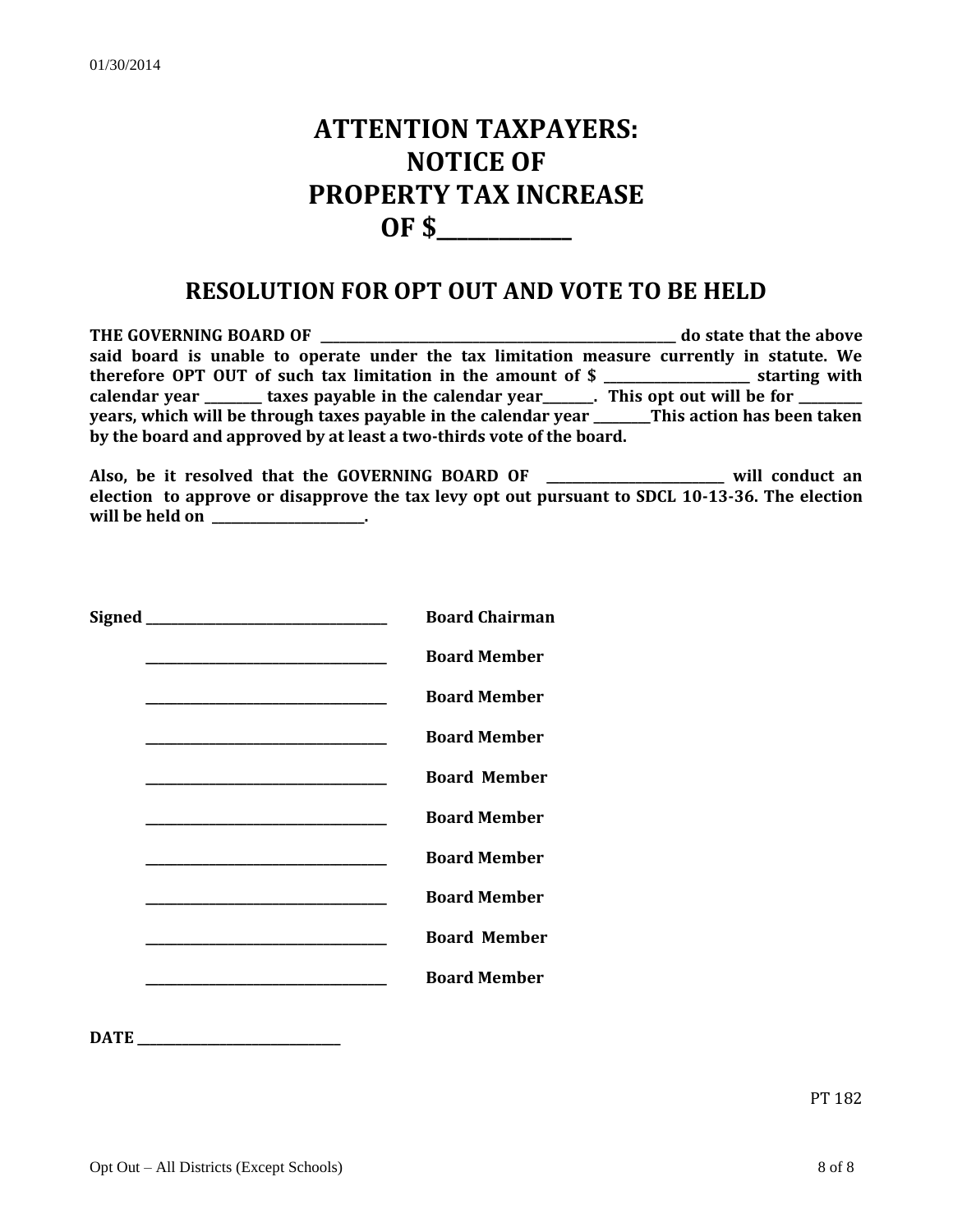01/30/2014

# ATTENTION TAXPAYERS:
# NOTICE OF
# PROPERTY TAX INCREASE
# OF $____________

## RESOLUTION FOR OPT OUT AND VOTE TO BE HELD

**THE GOVERNING BOARD OF ______________________________________________ do state that the above said board is unable to operate under the tax limitation measure currently in statute. We therefore OPT OUT of such tax limitation in the amount of $ ____________________ starting with calendar year ________ taxes payable in the calendar year_______. This opt out will be for _________ years, which will be through taxes payable in the calendar year ________This action has been taken by the board and approved by at least a two-thirds vote of the board.**

**Also, be it resolved that the GOVERNING BOARD OF ________________________ will conduct an election to approve or disapprove the tax levy opt out pursuant to SDCL 10-13-36. The election will be held on _____________________.**

**Signed _________________________________ Board Chairman**

**_________________________________ Board Member**

**_________________________________ Board Member**

**_________________________________ Board Member**

**_________________________________ Board Member**

**_________________________________ Board Member**

**_________________________________ Board Member**

**_________________________________ Board Member**

**_________________________________ Board Member**

**_________________________________ Board Member**

**DATE ___________________________**

PT 182

Opt Out – All Districts (Except Schools)